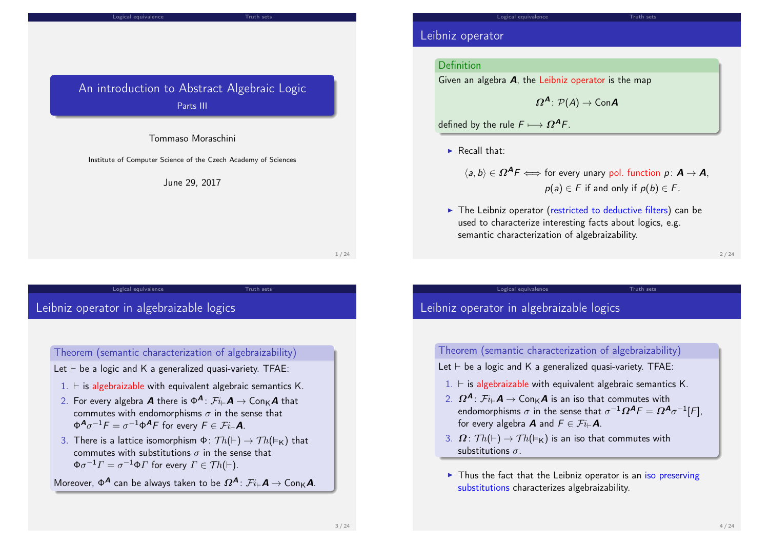# An introduction to Abstract Algebraic Logic

Parts III

Tommaso Moraschini

Institute of Computer Science of the Czech Academy of Sciences

June 29, 2017

## Leibniz operator

**Definition**

Given an algebra $\boldsymbol{A}$, the Leibniz operator is the map

$$\boldsymbol{\Omega}^{\boldsymbol{A}} \colon \mathcal{P}(A) \to \mathrm{Con}\boldsymbol{A}$$

defined by the rule $F \longmapsto \boldsymbol{\Omega}^{\boldsymbol{A}}F$.

- Recall that:

$$\langle a, b\rangle \in \boldsymbol{\Omega}^{\boldsymbol{A}}F \iff \text{for every unary pol. function } p \colon \boldsymbol{A} \to \boldsymbol{A},$$
$$p(a) \in F \text{ if and only if } p(b) \in F.$$

- The Leibniz operator (restricted to deductive filters) can be used to characterize interesting facts about logics, e.g. semantic characterization of algebraizability.

## Leibniz operator in algebraizable logics

**Theorem (semantic characterization of algebraizability)**

Let $\vdash$ be a logic and $\mathsf{K}$ a generalized quasi-variety. TFAE:

1. $\vdash$ is algebraizable with equivalent algebraic semantics $\mathsf{K}$.
2. For every algebra $\boldsymbol{A}$ there is $\Phi^{\boldsymbol{A}} \colon \mathcal{F}i_{\vdash}\boldsymbol{A} \to \mathrm{Con}_{\mathsf{K}}\boldsymbol{A}$ that commutes with endomorphisms $\sigma$ in the sense that $\Phi^{\boldsymbol{A}}\sigma^{-1}F = \sigma^{-1}\Phi^{\boldsymbol{A}}F$ for every $F \in \mathcal{F}i_{\vdash}\boldsymbol{A}$.
3. There is a lattice isomorphism $\Phi \colon \mathcal{T}h(\vdash) \to \mathcal{T}h(\vDash_{\mathsf{K}})$ that commutes with substitutions $\sigma$ in the sense that $\Phi\sigma^{-1}\Gamma = \sigma^{-1}\Phi\Gamma$ for every $\Gamma \in \mathcal{T}h(\vdash)$.

Moreover, $\Phi^{\boldsymbol{A}}$ can be always taken to be $\boldsymbol{\Omega}^{\boldsymbol{A}} \colon \mathcal{F}i_{\vdash}\boldsymbol{A} \to \mathrm{Con}_{\mathsf{K}}\boldsymbol{A}$.

## Leibniz operator in algebraizable logics

**Theorem (semantic characterization of algebraizability)**

Let $\vdash$ be a logic and $\mathsf{K}$ a generalized quasi-variety. TFAE:

1. $\vdash$ is algebraizable with equivalent algebraic semantics $\mathsf{K}$.
2. $\boldsymbol{\Omega}^{\boldsymbol{A}} \colon \mathcal{F}i_{\vdash}\boldsymbol{A} \to \mathrm{Con}_{\mathsf{K}}\boldsymbol{A}$ is an iso that commutes with endomorphisms $\sigma$ in the sense that $\sigma^{-1}\boldsymbol{\Omega}^{\boldsymbol{A}}F = \boldsymbol{\Omega}^{\boldsymbol{A}}\sigma^{-1}[F]$, for every algebra $\boldsymbol{A}$ and $F \in \mathcal{F}i_{\vdash}\boldsymbol{A}$.
3. $\boldsymbol{\Omega} \colon \mathcal{T}h(\vdash) \to \mathcal{T}h(\vDash_{\mathsf{K}})$ is an iso that commutes with substitutions $\sigma$.

- Thus the fact that the Leibniz operator is an iso preserving substitutions characterizes algebraizability.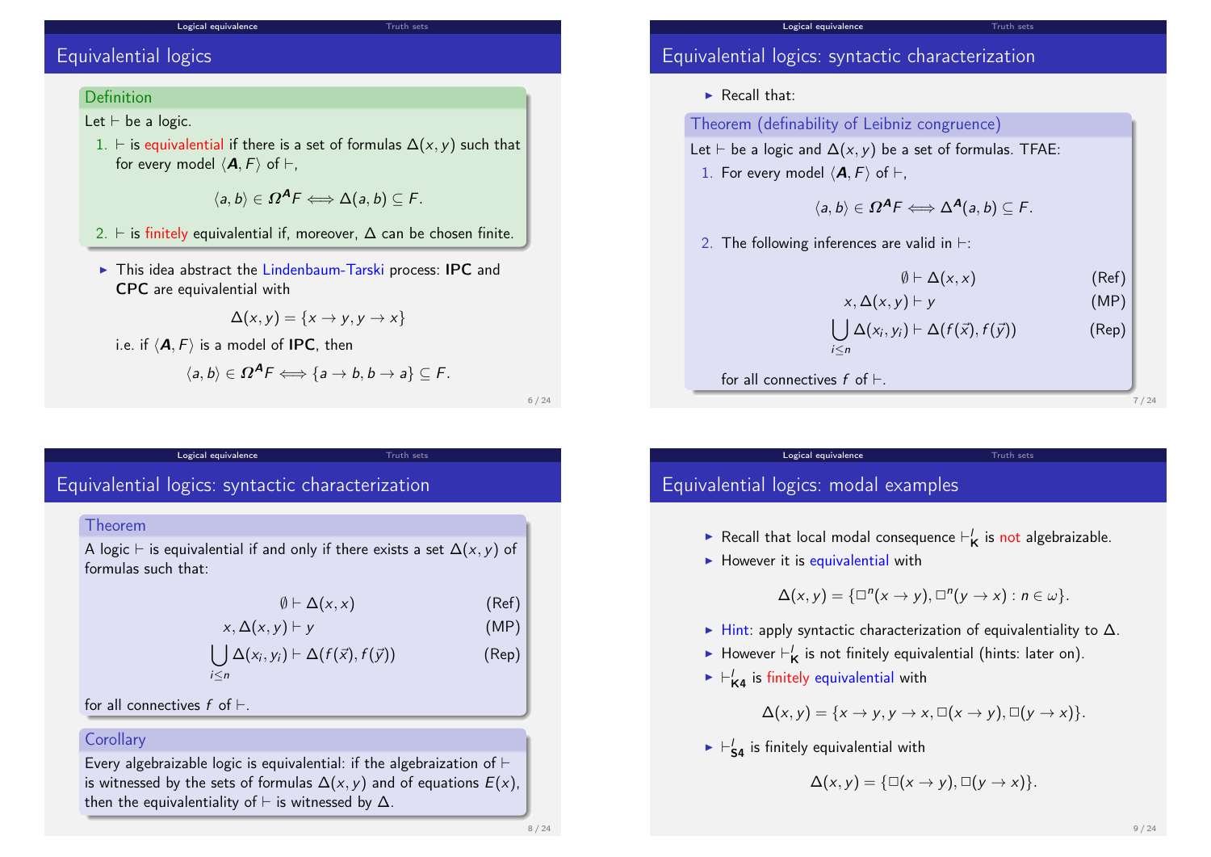## Equivalential logics

**Definition**

Let $\vdash$ be a logic.

1. $\vdash$ is equivalential if there is a set of formulas $\Delta(x, y)$ such that for every model $\langle \boldsymbol{A}, F\rangle$ of $\vdash$,

$$\langle a, b\rangle \in \boldsymbol{\Omega}^{\boldsymbol{A}} F \iff \Delta(a, b) \subseteq F.$$

2. $\vdash$ is finitely equivalential if, moreover, $\Delta$ can be chosen finite.

- This idea abstract the Lindenbaum-Tarski process: **IPC** and **CPC** are equivalential with

$$\Delta(x, y) = \{x \to y, y \to x\}$$

i.e. if $\langle \boldsymbol{A}, F\rangle$ is a model of **IPC**, then

$$\langle a, b\rangle \in \boldsymbol{\Omega}^{\boldsymbol{A}} F \iff \{a \to b, b \to a\} \subseteq F.$$

## Equivalential logics: syntactic characterization

- Recall that:

**Theorem (definability of Leibniz congruence)**

Let $\vdash$ be a logic and $\Delta(x, y)$ be a set of formulas. TFAE:

1. For every model $\langle \boldsymbol{A}, F\rangle$ of $\vdash$,

$$\langle a, b\rangle \in \boldsymbol{\Omega}^{\boldsymbol{A}} F \iff \Delta^{\boldsymbol{A}}(a, b) \subseteq F.$$

2. The following inferences are valid in $\vdash$:

$$\emptyset \vdash \Delta(x, x) \quad \text{(Ref)}$$

$$x, \Delta(x, y) \vdash y \quad \text{(MP)}$$

$$\bigcup_{i \leq n} \Delta(x_i, y_i) \vdash \Delta(f(\vec{x}), f(\vec{y})) \quad \text{(Rep)}$$

for all connectives $f$ of $\vdash$.

## Equivalential logics: syntactic characterization

**Theorem**

A logic $\vdash$ is equivalential if and only if there exists a set $\Delta(x, y)$ of formulas such that:

$$\emptyset \vdash \Delta(x, x) \quad \text{(Ref)}$$

$$x, \Delta(x, y) \vdash y \quad \text{(MP)}$$

$$\bigcup_{i \leq n} \Delta(x_i, y_i) \vdash \Delta(f(\vec{x}), f(\vec{y})) \quad \text{(Rep)}$$

for all connectives $f$ of $\vdash$.

**Corollary**

Every algebraizable logic is equivalential: if the algebraization of $\vdash$ is witnessed by the sets of formulas $\Delta(x, y)$ and of equations $E(x)$, then the equivalentiality of $\vdash$ is witnessed by $\Delta$.

## Equivalential logics: modal examples

- Recall that local modal consequence $\vdash^l_{\mathbf{K}}$ is not algebraizable.
- However it is equivalential with

$$\Delta(x, y) = \{\Box^n(x \to y), \Box^n(y \to x) : n \in \omega\}.$$

- Hint: apply syntactic characterization of equivalentiality to $\Delta$.
- However $\vdash^l_{\mathbf{K}}$ is not finitely equivalential (hints: later on).
- $\vdash^l_{\mathbf{K4}}$ is finitely equivalential with

$$\Delta(x, y) = \{x \to y, y \to x, \Box(x \to y), \Box(y \to x)\}.$$

- $\vdash^l_{\mathbf{S4}}$ is finitely equivalential with

$$\Delta(x, y) = \{\Box(x \to y), \Box(y \to x)\}.$$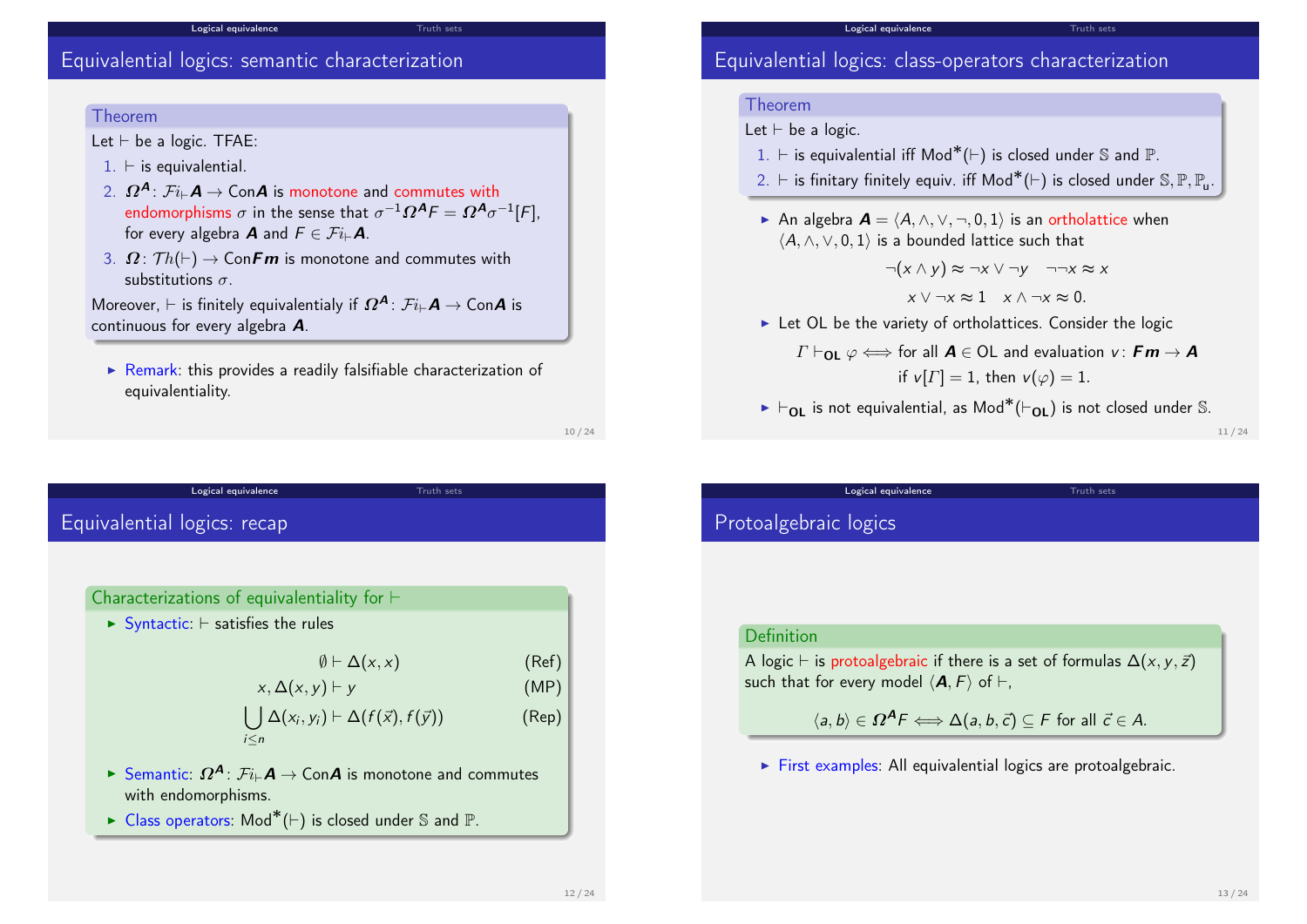## Equivalential logics: semantic characterization

**Theorem**

Let $\vdash$ be a logic. TFAE:

1. $\vdash$ is equivalential.
2. $\boldsymbol{\Omega}^{\boldsymbol{A}} \colon \mathcal{F}i_{\vdash}\boldsymbol{A} \to \mathrm{Con}\boldsymbol{A}$ is monotone and commutes with endomorphisms $\sigma$ in the sense that $\sigma^{-1}\boldsymbol{\Omega}^{\boldsymbol{A}}F = \boldsymbol{\Omega}^{\boldsymbol{A}}\sigma^{-1}[F]$, for every algebra $\boldsymbol{A}$ and $F \in \mathcal{F}i_{\vdash}\boldsymbol{A}$.
3. $\boldsymbol{\Omega} \colon \mathcal{T}h(\vdash) \to \mathrm{Con}\boldsymbol{Fm}$ is monotone and commutes with substitutions $\sigma$.

Moreover, $\vdash$ is finitely equivalentialy if $\boldsymbol{\Omega}^{\boldsymbol{A}} \colon \mathcal{F}i_{\vdash}\boldsymbol{A} \to \mathrm{Con}\boldsymbol{A}$ is continuous for every algebra $\boldsymbol{A}$.

- Remark: this provides a readily falsifiable characterization of equivalentiality.

## Equivalential logics: class-operators characterization

**Theorem**

Let $\vdash$ be a logic.

1. $\vdash$ is equivalential iff $\mathrm{Mod}^{*}(\vdash)$ is closed under $\mathbb{S}$ and $\mathbb{P}$.
2. $\vdash$ is finitary finitely equiv. iff $\mathrm{Mod}^{*}(\vdash)$ is closed under $\mathbb{S}, \mathbb{P}, \mathbb{P}_{\mathrm{u}}$.

- An algebra $\boldsymbol{A} = \langle A, \wedge, \vee, \neg, 0, 1\rangle$ is an orthollatice when $\langle A, \wedge, \vee, 0, 1\rangle$ is a bounded lattice such that

$$\neg(x \wedge y) \approx \neg x \vee \neg y \qquad \neg\neg x \approx x$$

$$x \vee \neg x \approx 1 \quad x \wedge \neg x \approx 0.$$

- Let OL be the variety of ortholattices. Consider the logic

$$\Gamma \vdash_{\mathbf{OL}} \varphi \iff \text{for all } \boldsymbol{A} \in \mathrm{OL} \text{ and evaluation } v \colon \boldsymbol{Fm} \to \boldsymbol{A}$$
$$\text{if } v[\Gamma] = 1, \text{ then } v(\varphi) = 1.$$

- $\vdash_{\mathbf{OL}}$ is not equivalential, as $\mathrm{Mod}^{*}(\vdash_{\mathbf{OL}})$ is not closed under $\mathbb{S}$.

## Equivalential logics: recap

**Characterizations of equivalentiality for $\vdash$**

- Syntactic: $\vdash$ satisfies the rules

$$\emptyset \vdash \Delta(x, x) \qquad \text{(Ref)}$$

$$x, \Delta(x, y) \vdash y \qquad \text{(MP)}$$

$$\bigcup_{i \leq n} \Delta(x_i, y_i) \vdash \Delta(f(\vec{x}), f(\vec{y})) \qquad \text{(Rep)}$$

- Semantic: $\boldsymbol{\Omega}^{\boldsymbol{A}} \colon \mathcal{F}i_{\vdash}\boldsymbol{A} \to \mathrm{Con}\boldsymbol{A}$ is monotone and commutes with endomorphisms.
- Class operators: $\mathrm{Mod}^{*}(\vdash)$ is closed under $\mathbb{S}$ and $\mathbb{P}$.

## Protoalgebraic logics

**Definition**

A logic $\vdash$ is protoalgebraic if there is a set of formulas $\Delta(x, y, \vec{z})$ such that for every model $\langle \boldsymbol{A}, F\rangle$ of $\vdash$,

$$\langle a, b\rangle \in \boldsymbol{\Omega}^{\boldsymbol{A}}F \iff \Delta(a, b, \vec{c}) \subseteq F \text{ for all } \vec{c} \in A.$$

- First examples: All equivalential logics are protoalgebraic.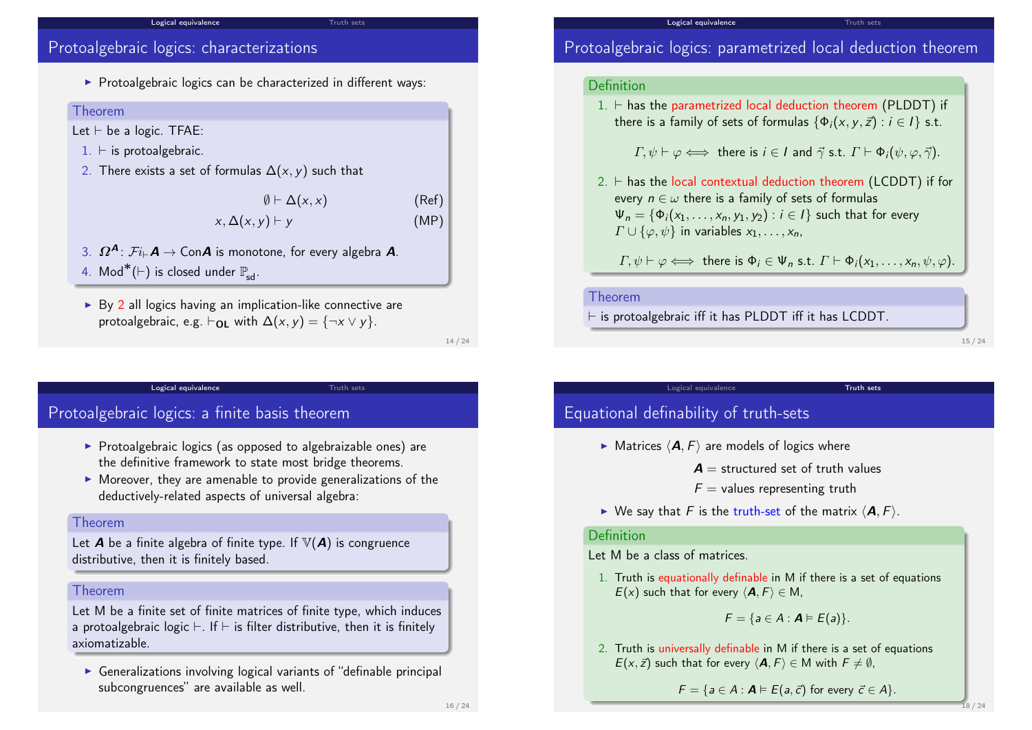## Protoalgebraic logics: characterizations

- Protoalgebraic logics can be characterized in different ways:

**Theorem**

Let $\vdash$ be a logic. TFAE:

1. $\vdash$ is protoalgebraic.
2. There exists a set of formulas $\Delta(x, y)$ such that

$$\emptyset \vdash \Delta(x, x) \qquad \text{(Ref)}$$

$$x, \Delta(x, y) \vdash y \qquad \text{(MP)}$$

3. $\boldsymbol{\Omega}^{\boldsymbol{A}}\colon \mathcal{F}i_{\vdash}\boldsymbol{A} \to \mathrm{Con}\boldsymbol{A}$ is monotone, for every algebra $\boldsymbol{A}$.
4. $\mathrm{Mod}^{*}(\vdash)$ is closed under $\mathbb{P}_{\mathsf{sd}}$.

- By 2 all logics having an implication-like connective are protoalgebraic, e.g. $\vdash_{\mathbf{OL}}$ with $\Delta(x, y) = \{\neg x \lor y\}$.

## Protoalgebraic logics: parametrized local deduction theorem

**Definition**

1. $\vdash$ has the parametrized local deduction theorem (PLDDT) if there is a family of sets of formulas $\{\Phi_i(x, y, \vec{z}) : i \in I\}$ s.t.

$$\Gamma, \psi \vdash \varphi \iff \text{there is } i \in I \text{ and } \vec{\gamma} \text{ s.t. } \Gamma \vdash \Phi_i(\psi, \varphi, \vec{\gamma}).$$

2. $\vdash$ has the local contextual deduction theorem (LCDDT) if for every $n \in \omega$ there is a family of sets of formulas $\Psi_n = \{\Phi_i(x_1, \ldots, x_n, y_1, y_2) : i \in I\}$ such that for every $\Gamma \cup \{\varphi, \psi\}$ in variables $x_1, \ldots, x_n$,

$$\Gamma, \psi \vdash \varphi \iff \text{there is } \Phi_i \in \Psi_n \text{ s.t. } \Gamma \vdash \Phi_i(x_1, \ldots, x_n, \psi, \varphi).$$

**Theorem**

$\vdash$ is protoalgebraic iff it has PLDDT iff it has LCDDT.

## Protoalgebraic logics: a finite basis theorem

- Protoalgebraic logics (as opposed to algebraizable ones) are the definitive framework to state most bridge theorems.
- Moreover, they are amenable to provide generalizations of the deductively-related aspects of universal algebra:

**Theorem**

Let $\boldsymbol{A}$ be a finite algebra of finite type. If $\mathbb{V}(\boldsymbol{A})$ is congruence distributive, then it is finitely based.

**Theorem**

Let M be a finite set of finite matrices of finite type, which induces a protoalgebraic logic $\vdash$. If $\vdash$ is filter distributive, then it is finitely axiomatizable.

- Generalizations involving logical variants of "definable principal subcongruences" are available as well.

## Equational definability of truth-sets

- Matrices $\langle \boldsymbol{A}, F\rangle$ are models of logics where

$\boldsymbol{A}$ = structured set of truth values

$F$ = values representing truth

- We say that $F$ is the truth-set of the matrix $\langle \boldsymbol{A}, F\rangle$.

**Definition**

Let M be a class of matrices.

1. Truth is equationally definable in M if there is a set of equations $E(x)$ such that for every $\langle \boldsymbol{A}, F\rangle \in$ M,

$$F = \{a \in A : \boldsymbol{A} \vDash E(a)\}.$$

2. Truth is universally definable in M if there is a set of equations $E(x, \vec{z})$ such that for every $\langle \boldsymbol{A}, F\rangle \in$ M with $F \neq \emptyset$,

$$F = \{a \in A : \boldsymbol{A} \vDash E(a, \vec{c}) \text{ for every } \vec{c} \in A\}.$$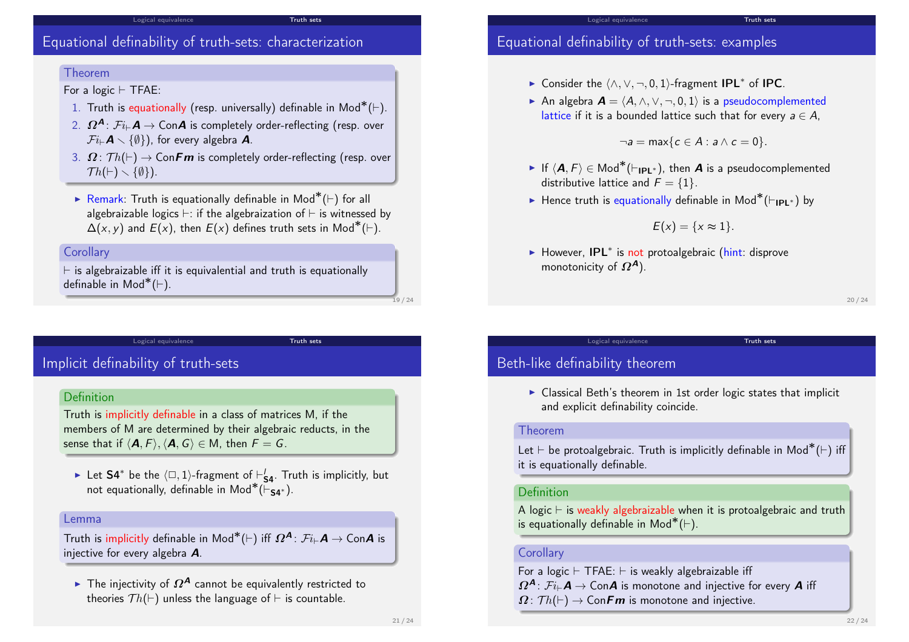## Equational definability of truth-sets: characterization

**Theorem**

For a logic $\vdash$ TFAE:

1. Truth is equationally (resp. universally) definable in $\mathrm{Mod}^*(\vdash)$.
2. $\boldsymbol{\Omega^A} \colon \mathcal{F}i_{\vdash}\boldsymbol{A} \to \mathrm{Con}\boldsymbol{A}$ is completely order-reflecting (resp. over $\mathcal{F}i_{\vdash}\boldsymbol{A} \smallsetminus \{\emptyset\}$), for every algebra $\boldsymbol{A}$.
3. $\boldsymbol{\Omega} \colon \mathcal{T}h(\vdash) \to \mathrm{Con}\boldsymbol{Fm}$ is completely order-reflecting (resp. over $\mathcal{T}h(\vdash) \smallsetminus \{\emptyset\}$).

- Remark: Truth is equationally definable in $\mathrm{Mod}^*(\vdash)$ for all algebraizable logics $\vdash$: if the algebraization of $\vdash$ is witnessed by $\Delta(x, y)$ and $E(x)$, then $E(x)$ defines truth sets in $\mathrm{Mod}^*(\vdash)$.

**Corollary**

$\vdash$ is algebraizable iff it is equivalential and truth is equationally definable in $\mathrm{Mod}^*(\vdash)$.

## Equational definability of truth-sets: examples

- Consider the $\langle \wedge, \vee, \neg, 0, 1 \rangle$-fragment $\mathbf{IPL}^*$ of $\mathbf{IPC}$.
- An algebra $\boldsymbol{A} = \langle A, \wedge, \vee, \neg, 0, 1 \rangle$ is a pseudocomplemented lattice if it is a bounded lattice such that for every $a \in A$,

$$\neg a = \max\{c \in A : a \wedge c = 0\}.$$

- If $\langle \boldsymbol{A}, F \rangle \in \mathrm{Mod}^*(\vdash_{\mathbf{IPL}^*})$, then $\boldsymbol{A}$ is a pseudocomplemented distributive lattice and $F = \{1\}$.
- Hence truth is equationally definable in $\mathrm{Mod}^*(\vdash_{\mathbf{IPL}^*})$ by

$$E(x) = \{x \approx 1\}.$$

- However, $\mathbf{IPL}^*$ is not protoalgebraic (hint: disprove monotonicity of $\boldsymbol{\Omega^A}$).

## Implicit definability of truth-sets

**Definition**

Truth is implicitly definable in a class of matrices M, if the members of M are determined by their algebraic reducts, in the sense that if $\langle \boldsymbol{A}, F \rangle, \langle \boldsymbol{A}, G \rangle \in \mathrm{M}$, then $F = G$.

- Let $\mathbf{S4}^*$ be the $\langle \Box, 1 \rangle$-fragment of $\vdash^{l}_{\mathbf{S4}}$. Truth is implicitly, but not equationally, definable in $\mathrm{Mod}^*(\vdash_{\mathbf{S4}^*})$.

**Lemma**

Truth is implicitly definable in $\mathrm{Mod}^*(\vdash)$ iff $\boldsymbol{\Omega^A} \colon \mathcal{F}i_{\vdash}\boldsymbol{A} \to \mathrm{Con}\boldsymbol{A}$ is injective for every algebra $\boldsymbol{A}$.

- The injectivity of $\boldsymbol{\Omega^A}$ cannot be equivalently restricted to theories $\mathcal{T}h(\vdash)$ unless the language of $\vdash$ is countable.

## Beth-like definability theorem

- Classical Beth's theorem in 1st order logic states that implicit and explicit definability coincide.

**Theorem**

Let $\vdash$ be protoalgebraic. Truth is implicitly definable in $\mathrm{Mod}^*(\vdash)$ iff it is equationally definable.

**Definition**

A logic $\vdash$ is weakly algebraizable when it is protoalgebraic and truth is equationally definable in $\mathrm{Mod}^*(\vdash)$.

**Corollary**

For a logic $\vdash$ TFAE: $\vdash$ is weakly algebraizable iff $\boldsymbol{\Omega^A} \colon \mathcal{F}i_{\vdash}\boldsymbol{A} \to \mathrm{Con}\boldsymbol{A}$ is monotone and injective for every $\boldsymbol{A}$ iff $\boldsymbol{\Omega} \colon \mathcal{T}h(\vdash) \to \mathrm{Con}\boldsymbol{Fm}$ is monotone and injective.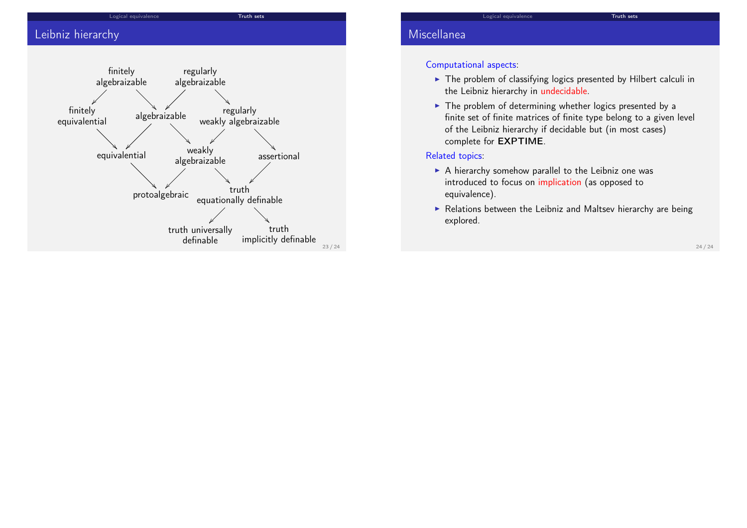## Leibniz hierarchy

finitely algebraizable

regularly algebraizable

finitely equivalential

algebraizable

regularly weakly algebraizable

equivalential

weakly algebraizable

assertional

protoalgebraic

truth equationally definable

truth universally definable

truth implicitly definable

## Miscellanea

Computational aspects:

- The problem of classifying logics presented by Hilbert calculi in the Leibniz hierarchy in undecidable.
- The problem of determining whether logics presented by a finite set of finite matrices of finite type belong to a given level of the Leibniz hierarchy if decidable but (in most cases) complete for **EXPTIME**.

Related topics:

- A hierarchy somehow parallel to the Leibniz one was introduced to focus on implication (as opposed to equivalence).
- Relations between the Leibniz and Maltsev hierarchy are being explored.